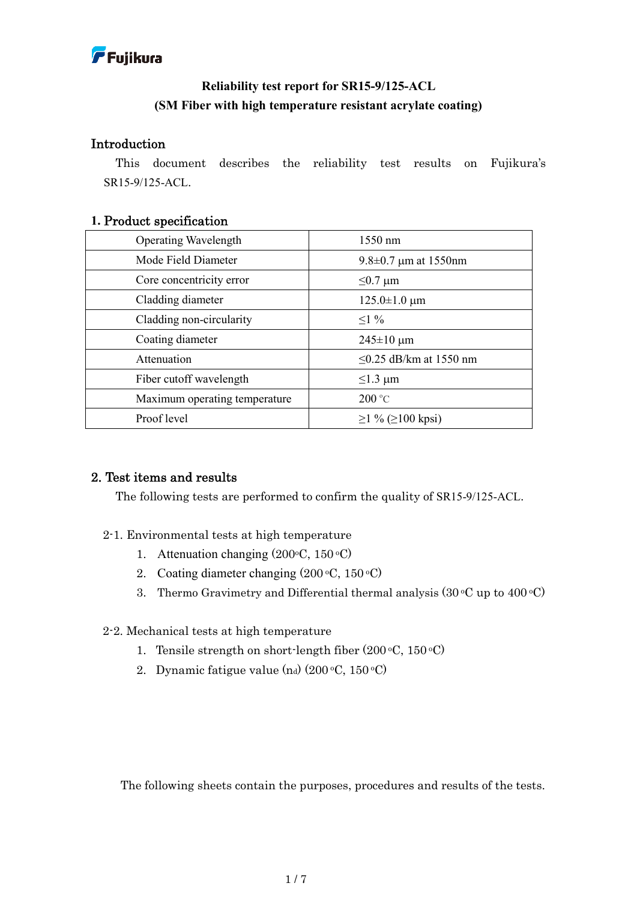Fujikura

**Reliability test report for SR15-9/125-ACL**
**(SM Fiber with high temperature resistant acrylate coating)**

## Introduction

This document describes the reliability test results on Fujikura's SR15-9/125-ACL.

## 1. Product specification

| | |
|---|---|
| Operating Wavelength | 1550 nm |
| Mode Field Diameter | 9.8±0.7 μm at 1550nm |
| Core concentricity error | ≤0.7 μm |
| Cladding diameter | 125.0±1.0 μm |
| Cladding non-circularity | ≤1 % |
| Coating diameter | 245±10 μm |
| Attenuation | ≤0.25 dB/km at 1550 nm |
| Fiber cutoff wavelength | ≤1.3 μm |
| Maximum operating temperature | 200 °C |
| Proof level | ≥1 % (≥100 kpsi) |

## 2. Test items and results

The following tests are performed to confirm the quality of SR15-9/125-ACL.

2-1. Environmental tests at high temperature

1. Attenuation changing (200°C, 150 °C)
2. Coating diameter changing (200 °C, 150 °C)
3. Thermo Gravimetry and Differential thermal analysis (30 °C up to 400 °C)

2-2. Mechanical tests at high temperature

1. Tensile strength on short-length fiber (200 °C, 150 °C)
2. Dynamic fatigue value ($n_d$) (200 °C, 150 °C)

The following sheets contain the purposes, procedures and results of the tests.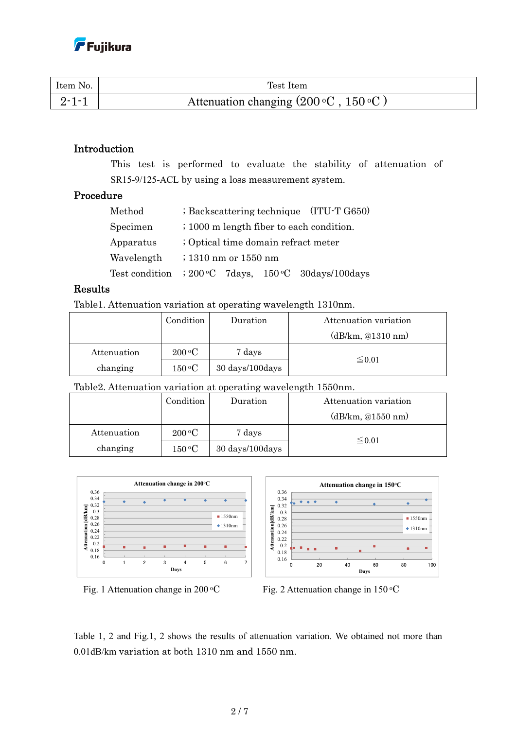| Item No. | Test Item |
|---|---|
| 2-1-1 | Attenuation changing (200 °C , 150 °C ) |

## Introduction

This test is performed to evaluate the stability of attenuation of SR15-9/125-ACL by using a loss measurement system.

## Procedure

| | |
|---|---|
| Method | ; Backscattering technique (ITU-T G650) |
| Specimen | ; 1000 m length fiber to each condition. |
| Apparatus | ; Optical time domain refract meter |
| Wavelength | ; 1310 nm or 1550 nm |
| Test condition | ; 200 °C 7days, 150 °C 30days/100days |

## Results

Table1. Attenuation variation at operating wavelength 1310nm.

| | Condition | Duration | Attenuation variation (dB/km, @1310 nm) |
|---|---|---|---|
| Attenuation changing | 200 °C | 7 days | ≦0.01 |
| | 150 °C | 30 days/100days | |

Table2. Attenuation variation at operating wavelength 1550nm.

| | Condition | Duration | Attenuation variation (dB/km, @1550 nm) |
|---|---|---|---|
| Attenuation changing | 200 °C | 7 days | ≦0.01 |
| | 150 °C | 30 days/100days | |

Fig. 1 Attenuation change in 200 °C

Fig. 2 Attenuation change in 150 °C

Table 1, 2 and Fig.1, 2 shows the results of attenuation variation. We obtained not more than 0.01dB/km variation at both 1310 nm and 1550 nm.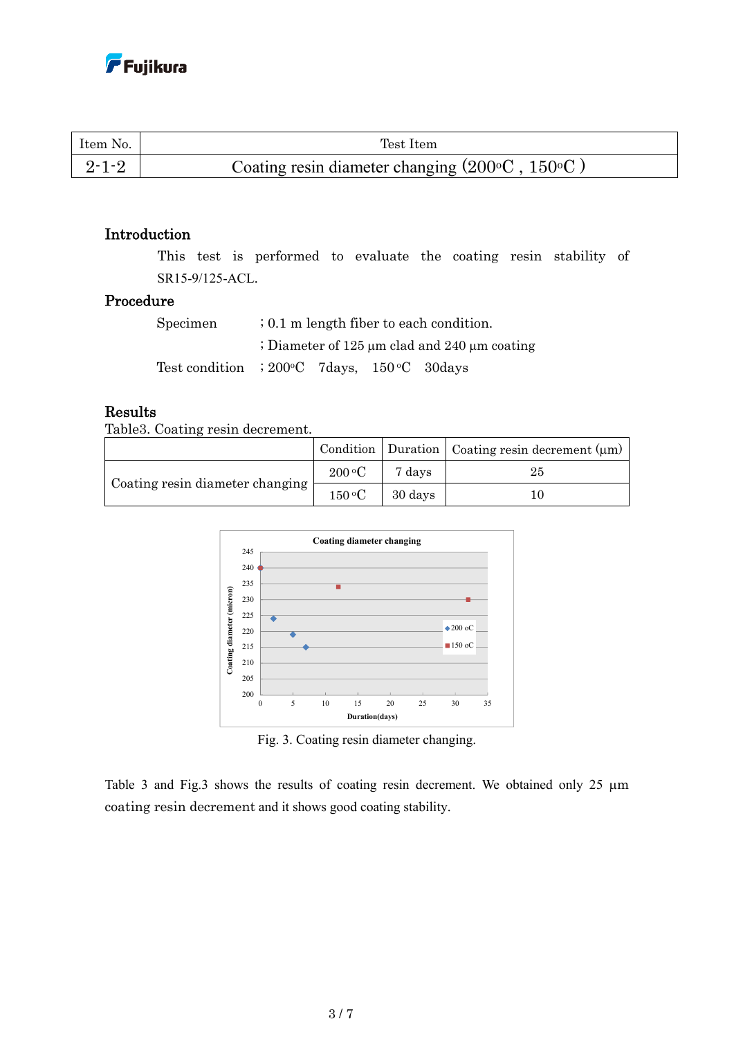| Item No. | Test Item |
|---|---|
| 2-1-2 | Coating resin diameter changing (200°C , 150°C ) |

## Introduction

This test is performed to evaluate the coating resin stability of SR15-9/125-ACL.

## Procedure

Specimen ; 0.1 m length fiber to each condition.

; Diameter of 125 µm clad and 240 µm coating

Test condition ; 200°C 7days, 150 °C 30days

## Results

Table3. Coating resin decrement.

| | Condition | Duration | Coating resin decrement (µm) |
|---|---|---|---|
| Coating resin diameter changing | 200 °C | 7 days | 25 |
| | 150 °C | 30 days | 10 |

Fig. 3. Coating resin diameter changing.

Table 3 and Fig.3 shows the results of coating resin decrement. We obtained only 25 µm coating resin decrement and it shows good coating stability.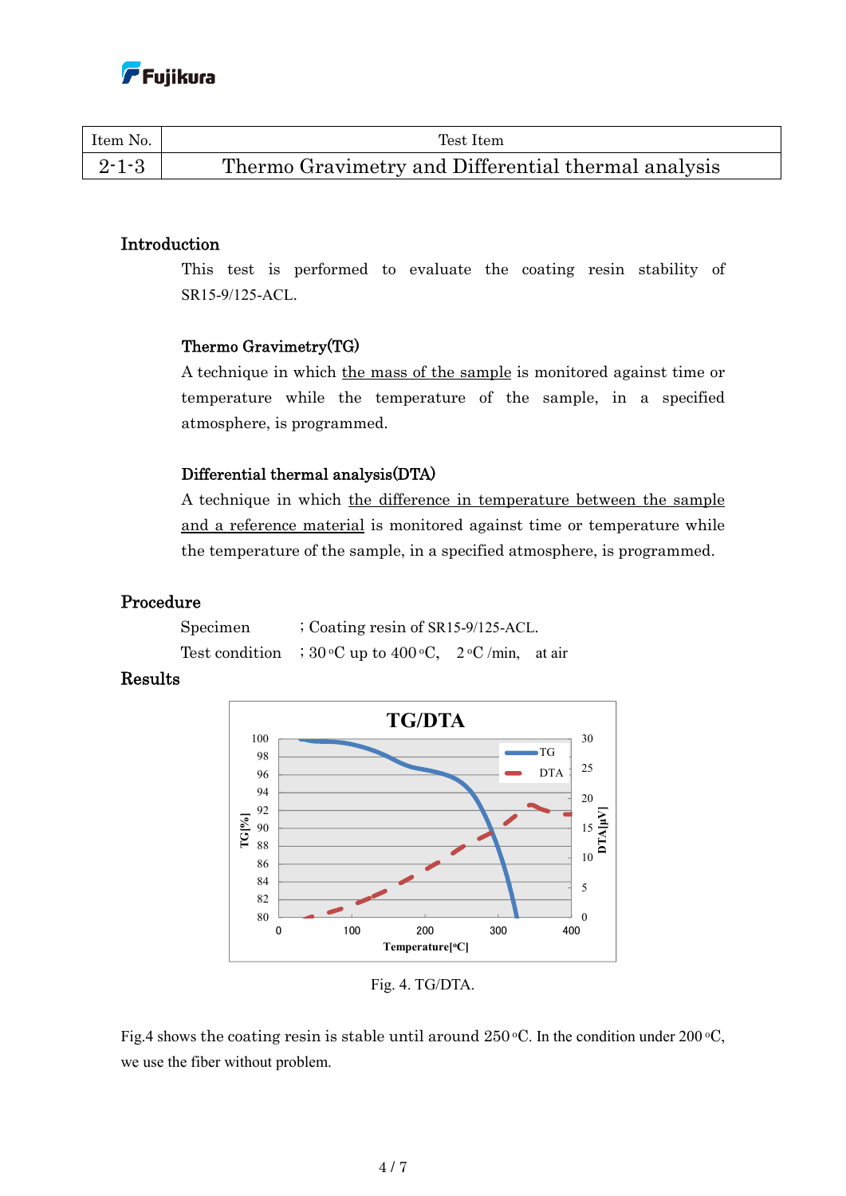| Item No. | Test Item |
|---|---|
| 2-1-3 | Thermo Gravimetry and Differential thermal analysis |

## Introduction

This test is performed to evaluate the coating resin stability of SR15-9/125-ACL.

### Thermo Gravimetry(TG)

A technique in which the mass of the sample is monitored against time or temperature while the temperature of the sample, in a specified atmosphere, is programmed.

### Differential thermal analysis(DTA)

A technique in which the difference in temperature between the sample and a reference material is monitored against time or temperature while the temperature of the sample, in a specified atmosphere, is programmed.

## Procedure

Specimen ; Coating resin of SR15-9/125-ACL.

Test condition ; 30 °C up to 400 °C, 2 °C /min, at air

## Results

Fig. 4. TG/DTA.

Fig.4 shows the coating resin is stable until around 250 °C. In the condition under 200 °C, we use the fiber without problem.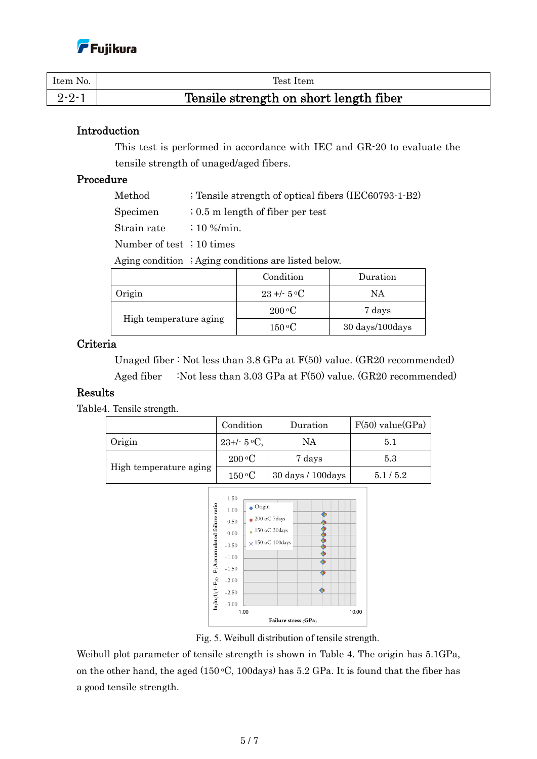| Item No. | Test Item |
|---|---|
| 2-2-1 | **Tensile strength on short length fiber** |

## Introduction

This test is performed in accordance with IEC and GR-20 to evaluate the tensile strength of unaged/aged fibers.

## Procedure

Method ; Tensile strength of optical fibers (IEC60793-1-B2)

Specimen ; 0.5 m length of fiber per test

Strain rate ; 10 %/min.

Number of test ; 10 times

Aging condition ; Aging conditions are listed below.

| | Condition | Duration |
|---|---|---|
| Origin | 23 +/- 5 °C | NA |
| High temperature aging | 200 °C | 7 days |
| | 150 °C | 30 days/100days |

## Criteria

Unaged fiber : Not less than 3.8 GPa at F(50) value. (GR20 recommended)

Aged fiber :Not less than 3.03 GPa at F(50) value. (GR20 recommended)

## Results

Table4. Tensile strength.

| | Condition | Duration | F(50) value(GPa) |
|---|---|---|---|
| Origin | 23+/- 5 °C, | NA | 5.1 |
| High temperature aging | 200 °C | 7 days | 5.3 |
| | 150 °C | 30 days / 100days | 5.1 / 5.2 |

Fig. 5. Weibull distribution of tensile strength.

Weibull plot parameter of tensile strength is shown in Table 4. The origin has 5.1GPa, on the other hand, the aged (150 °C, 100days) has 5.2 GPa. It is found that the fiber has a good tensile strength.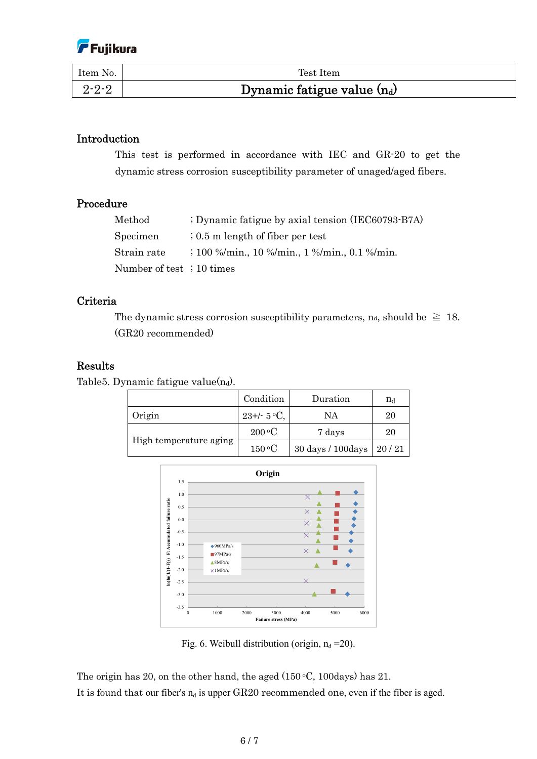| Item No. | Test Item |
|---|---|
| 2-2-2 | **Dynamic fatigue value ($n_d$)** |

## Introduction

This test is performed in accordance with IEC and GR-20 to get the dynamic stress corrosion susceptibility parameter of unaged/aged fibers.

## Procedure

Method ; Dynamic fatigue by axial tension (IEC60793-B7A)
Specimen ; 0.5 m length of fiber per test
Strain rate ; 100 %/min., 10 %/min., 1 %/min., 0.1 %/min.
Number of test ; 10 times

## Criteria

The dynamic stress corrosion susceptibility parameters, $n_d$, should be ≧ 18.
(GR20 recommended)

## Results

Table5. Dynamic fatigue value($n_d$).

| | Condition | Duration | $n_d$ |
|---|---|---|---|
| Origin | 23+/- 5 °C, | NA | 20 |
| High temperature aging | 200 °C | 7 days | 20 |
| | 150 °C | 30 days / 100days | 20 / 21 |

Fig. 6. Weibull distribution (origin, $n_d$ =20).

The origin has 20, on the other hand, the aged (150 °C, 100days) has 21.
It is found that our fiber's $n_d$ is upper GR20 recommended one, even if the fiber is aged.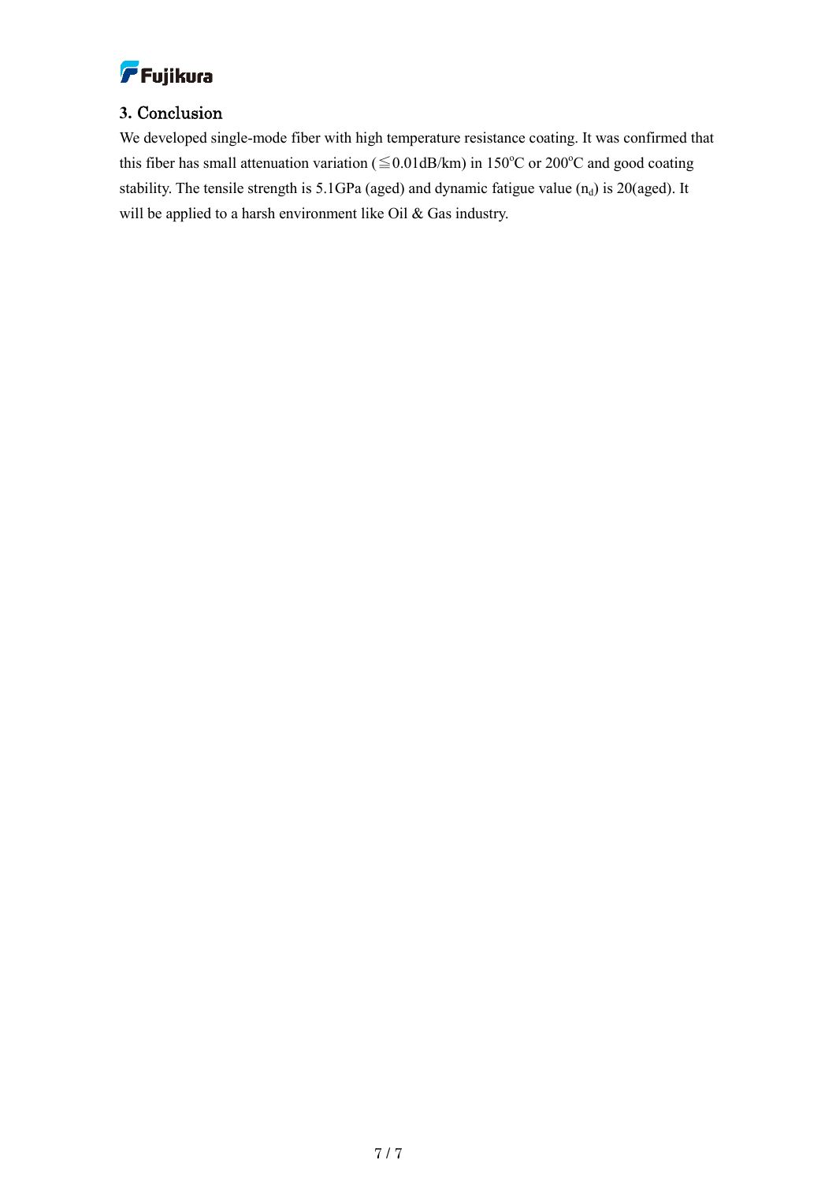## 3. Conclusion

We developed single-mode fiber with high temperature resistance coating. It was confirmed that this fiber has small attenuation variation (≦0.01dB/km) in 150°C or 200°C and good coating stability. The tensile strength is 5.1GPa (aged) and dynamic fatigue value ($n_d$) is 20(aged). It will be applied to a harsh environment like Oil & Gas industry.